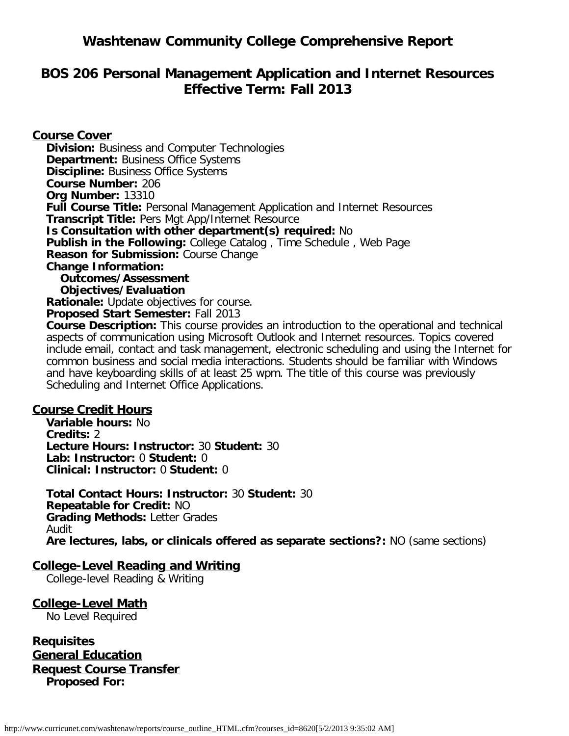# Washtenaw Community College Comprehensive Report

## BOS 206 Personal Management Application and Internet Resources
## Effective Term: Fall 2013

### Course Cover

**Division:** Business and Computer Technologies
**Department:** Business Office Systems
**Discipline:** Business Office Systems
**Course Number:** 206
**Org Number:** 13310
**Full Course Title:** Personal Management Application and Internet Resources
**Transcript Title:** Pers Mgt App/Internet Resource
**Is Consultation with other department(s) required:** No
**Publish in the Following:** College Catalog , Time Schedule , Web Page
**Reason for Submission:** Course Change
**Change Information:**
**Outcomes/Assessment**
**Objectives/Evaluation**
**Rationale:** Update objectives for course.
**Proposed Start Semester:** Fall 2013
**Course Description:** This course provides an introduction to the operational and technical aspects of communication using Microsoft Outlook and Internet resources. Topics covered include email, contact and task management, electronic scheduling and using the Internet for common business and social media interactions. Students should be familiar with Windows and have keyboarding skills of at least 25 wpm. The title of this course was previously Scheduling and Internet Office Applications.

### Course Credit Hours

**Variable hours:** No
**Credits:** 2
**Lecture Hours: Instructor:** 30 **Student:** 30
**Lab: Instructor:** 0 **Student:** 0
**Clinical: Instructor:** 0 **Student:** 0

**Total Contact Hours: Instructor:** 30 **Student:** 30
**Repeatable for Credit:** NO
**Grading Methods:** Letter Grades
Audit
**Are lectures, labs, or clinicals offered as separate sections?:** NO (same sections)

### College-Level Reading and Writing

College-level Reading & Writing

### College-Level Math

No Level Required

### Requisites

### General Education

### Request Course Transfer

**Proposed For:**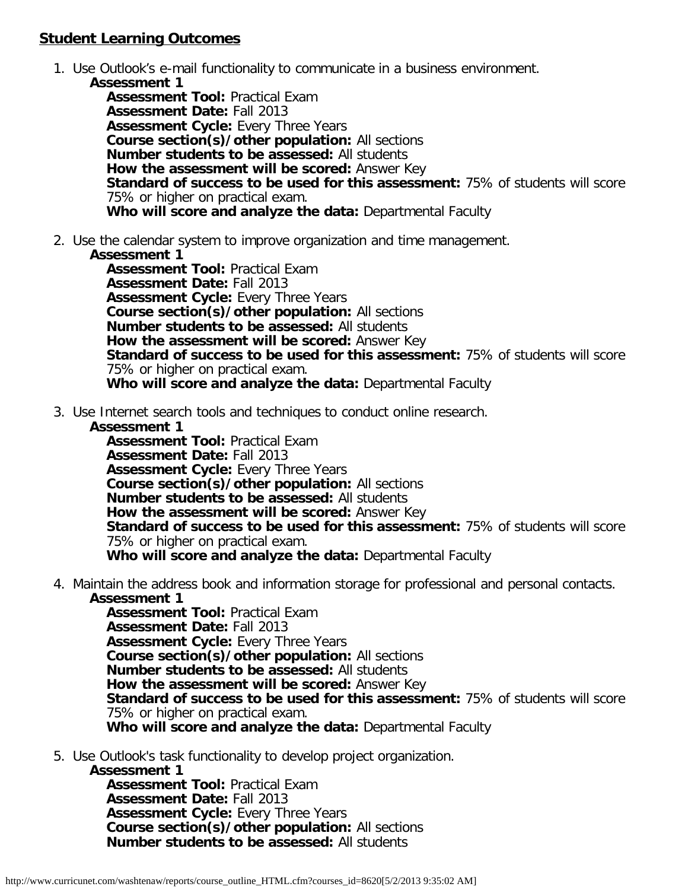## **Student Learning Outcomes**

1. Use Outlook's e-mail functionality to communicate in a business environment.
   - **Assessment 1**
     - **Assessment Tool:** Practical Exam
     - **Assessment Date:** Fall 2013
     - **Assessment Cycle:** Every Three Years
     - **Course section(s)/other population:** All sections
     - **Number students to be assessed:** All students
     - **How the assessment will be scored:** Answer Key
     - **Standard of success to be used for this assessment:** 75% of students will score 75% or higher on practical exam.
     - **Who will score and analyze the data:** Departmental Faculty

2. Use the calendar system to improve organization and time management.
   - **Assessment 1**
     - **Assessment Tool:** Practical Exam
     - **Assessment Date:** Fall 2013
     - **Assessment Cycle:** Every Three Years
     - **Course section(s)/other population:** All sections
     - **Number students to be assessed:** All students
     - **How the assessment will be scored:** Answer Key
     - **Standard of success to be used for this assessment:** 75% of students will score 75% or higher on practical exam.
     - **Who will score and analyze the data:** Departmental Faculty

3. Use Internet search tools and techniques to conduct online research.
   - **Assessment 1**
     - **Assessment Tool:** Practical Exam
     - **Assessment Date:** Fall 2013
     - **Assessment Cycle:** Every Three Years
     - **Course section(s)/other population:** All sections
     - **Number students to be assessed:** All students
     - **How the assessment will be scored:** Answer Key
     - **Standard of success to be used for this assessment:** 75% of students will score 75% or higher on practical exam.
     - **Who will score and analyze the data:** Departmental Faculty

4. Maintain the address book and information storage for professional and personal contacts.
   - **Assessment 1**
     - **Assessment Tool:** Practical Exam
     - **Assessment Date:** Fall 2013
     - **Assessment Cycle:** Every Three Years
     - **Course section(s)/other population:** All sections
     - **Number students to be assessed:** All students
     - **How the assessment will be scored:** Answer Key
     - **Standard of success to be used for this assessment:** 75% of students will score 75% or higher on practical exam.
     - **Who will score and analyze the data:** Departmental Faculty

5. Use Outlook's task functionality to develop project organization.
   - **Assessment 1**
     - **Assessment Tool:** Practical Exam
     - **Assessment Date:** Fall 2013
     - **Assessment Cycle:** Every Three Years
     - **Course section(s)/other population:** All sections
     - **Number students to be assessed:** All students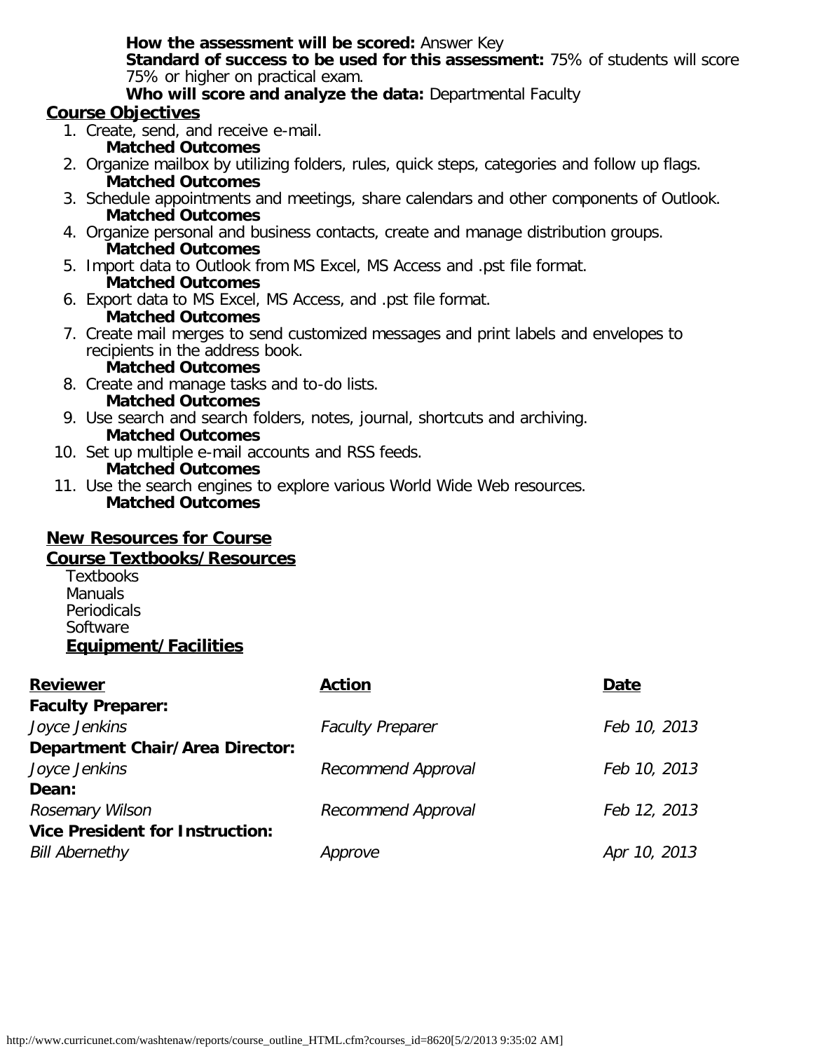**How the assessment will be scored:** Answer Key
**Standard of success to be used for this assessment:** 75% of students will score 75% or higher on practical exam.
**Who will score and analyze the data:** Departmental Faculty

## Course Objectives

1. Create, send, and receive e-mail.
   **Matched Outcomes**
2. Organize mailbox by utilizing folders, rules, quick steps, categories and follow up flags.
   **Matched Outcomes**
3. Schedule appointments and meetings, share calendars and other components of Outlook.
   **Matched Outcomes**
4. Organize personal and business contacts, create and manage distribution groups.
   **Matched Outcomes**
5. Import data to Outlook from MS Excel, MS Access and .pst file format.
   **Matched Outcomes**
6. Export data to MS Excel, MS Access, and .pst file format.
   **Matched Outcomes**
7. Create mail merges to send customized messages and print labels and envelopes to recipients in the address book.
   **Matched Outcomes**
8. Create and manage tasks and to-do lists.
   **Matched Outcomes**
9. Use search and search folders, notes, journal, shortcuts and archiving.
   **Matched Outcomes**
10. Set up multiple e-mail accounts and RSS feeds.
    **Matched Outcomes**
11. Use the search engines to explore various World Wide Web resources.
    **Matched Outcomes**

## New Resources for Course

## Course Textbooks/Resources

Textbooks
Manuals
Periodicals
Software

### Equipment/Facilities

| Reviewer | Action | Date |
|---|---|---|
| **Faculty Preparer:** | | |
| *Joyce Jenkins* | *Faculty Preparer* | *Feb 10, 2013* |
| **Department Chair/Area Director:** | | |
| *Joyce Jenkins* | *Recommend Approval* | *Feb 10, 2013* |
| **Dean:** | | |
| *Rosemary Wilson* | *Recommend Approval* | *Feb 12, 2013* |
| **Vice President for Instruction:** | | |
| *Bill Abernethy* | *Approve* | *Apr 10, 2013* |